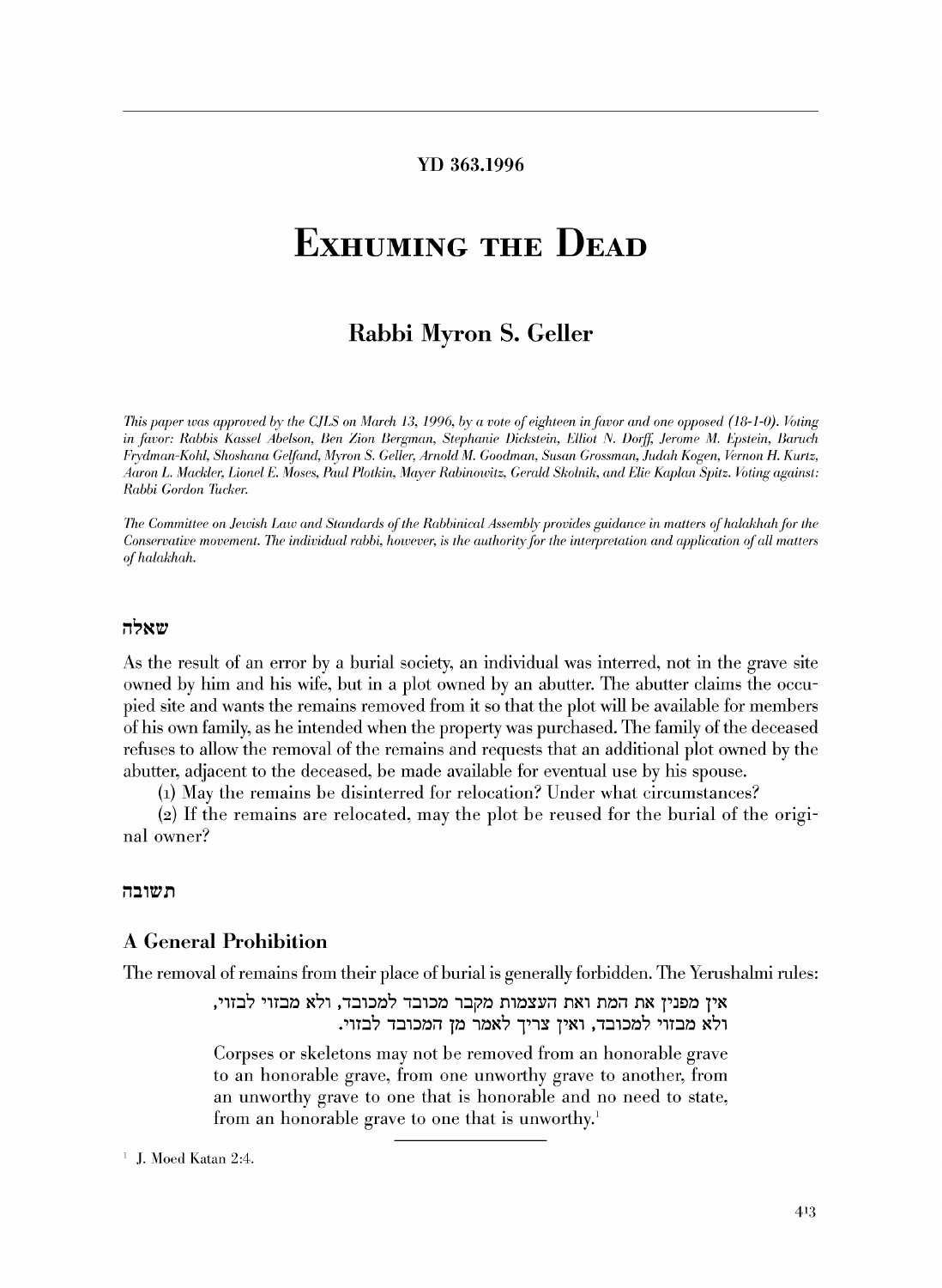YD 363.1996

# Exhuming the Dead

## Rabbi Myron S. Geller

*This paper was approved by the CJLS on March 13, 1996, by a vote of eighteen in favor and one opposed (18-1-0). Voting in favor: Rabbis Kassel Abelson, Ben Zion Bergman, Stephanie Dickstein, Elliot N. Dorff, Jerome M. Epstein, Baruch Frydman-Kohl, Shoshana Gelfand, Myron S. Geller, Arnold M. Goodman, Susan Grossman, Judah Kogen, Vernon H. Kurtz, Aaron L. Mackler, Lionel E. Moses, Paul Plotkin, Mayer Rabinowitz, Gerald Skolnik, and Elie Kaplan Spitz. Voting against: Rabbi Gordon Tucker.*

*The Committee on Jewish Law and Standards of the Rabbinical Assembly provides guidance in matters of halakhah for the Conservative movement. The individual rabbi, however, is the authority for the interpretation and application of all matters of halakhah.*

### שאלה

As the result of an error by a burial society, an individual was interred, not in the grave site owned by him and his wife, but in a plot owned by an abutter. The abutter claims the occupied site and wants the remains removed from it so that the plot will be available for members of his own family, as he intended when the property was purchased. The family of the deceased refuses to allow the removal of the remains and requests that an additional plot owned by the abutter, adjacent to the deceased, be made available for eventual use by his spouse.

(1) May the remains be disinterred for relocation? Under what circumstances?

(2) If the remains are relocated, may the plot be reused for the burial of the original owner?

### תשובה

### A General Prohibition

The removal of remains from their place of burial is generally forbidden. The Yerushalmi rules:

> אין מפנין את המת ואת העצמות מקבר מכובד למכובד, ולא מבזוי לבזוי, ולא מבזוי למכובד, ואין צריך לאמר מן המכובד לבזוי.
>
> Corpses or skeletons may not be removed from an honorable grave to an honorable grave, from one unworthy grave to another, from an unworthy grave to one that is honorable and no need to state, from an honorable grave to one that is unworthy.[1]

[1] J. Moed Katan 2:4.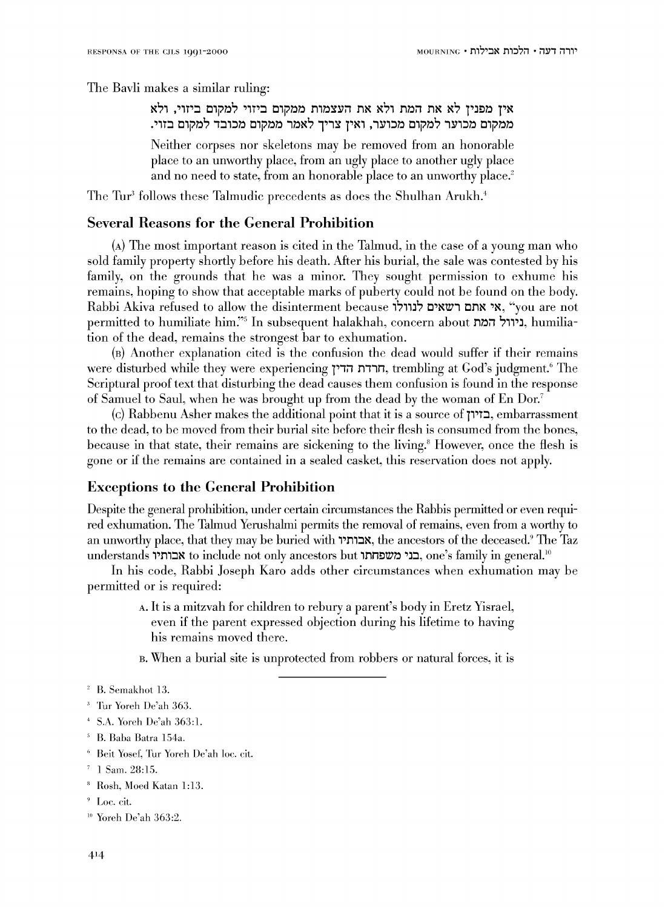The Bavli makes a similar ruling:

> אין מפנין לא את המת ולא את העצמות ממקום ביזוי למקום ביזוי, ולא ממקום מכוער למקום מכוער, ואין צריך לאמר ממקום מכובד למקום בזוי.
>
> Neither corpses nor skeletons may be removed from an honorable place to an unworthy place, from an ugly place to another ugly place and no need to state, from an honorable place to an unworthy place.[2]

The Tur[3] follows these Talmudic precedents as does the Shulhan Arukh.[4]

## Several Reasons for the General Prohibition

(A) The most important reason is cited in the Talmud, in the case of a young man who sold family property shortly before his death. After his burial, the sale was contested by his family, on the grounds that he was a minor. They sought permission to exhume his remains, hoping to show that acceptable marks of puberty could not be found on the body. Rabbi Akiva refused to allow the disinterment because אי אתם רשאים לנוולו, "you are not permitted to humiliate him."[5] In subsequent halakhah, concern about ניוול המת, humiliation of the dead, remains the strongest bar to exhumation.

(B) Another explanation cited is the confusion the dead would suffer if their remains were disturbed while they were experiencing חרדת הדין, trembling at God's judgment.[6] The Scriptural proof text that disturbing the dead causes them confusion is found in the response of Samuel to Saul, when he was brought up from the dead by the woman of En Dor.[7]

(C) Rabbenu Asher makes the additional point that it is a source of בזיון, embarrassment to the dead, to be moved from their burial site before their flesh is consumed from the bones, because in that state, their remains are sickening to the living.[8] However, once the flesh is gone or if the remains are contained in a sealed casket, this reservation does not apply.

## Exceptions to the General Prohibition

Despite the general prohibition, under certain circumstances the Rabbis permitted or even required exhumation. The Talmud Yerushalmi permits the removal of remains, even from a worthy to an unworthy place, that they may be buried with אבותיו, the ancestors of the deceased.[9] The Taz understands אבותיו to include not only ancestors but בני משפחתו, one's family in general.[10]

In his code, Rabbi Joseph Karo adds other circumstances when exhumation may be permitted or is required:

> A. It is a mitzvah for children to rebury a parent's body in Eretz Yisrael, even if the parent expressed objection during his lifetime to having his remains moved there.
>
> B. When a burial site is unprotected from robbers or natural forces, it is

---

[2] B. Semakhot 13.

[3] Tur Yoreh De'ah 363.

[4] S.A. Yoreh De'ah 363:1.

[5] B. Baba Batra 154a.

[6] Beit Yosef, Tur Yoreh De'ah loc. cit.

[7] 1 Sam. 28:15.

[8] Rosh, Moed Katan 1:13.

[9] Loc. cit.

[10] Yoreh De'ah 363:2.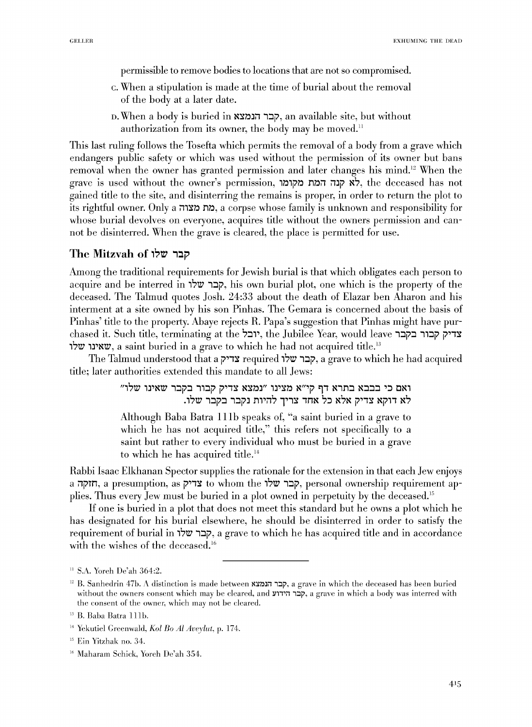permissible to remove bodies to locations that are not so compromised.

c. When a stipulation is made at the time of burial about the removal of the body at a later date.

d. When a body is buried in קבר הנמצא, an available site, but without authorization from its owner, the body may be moved.[11]

This last ruling follows the Tosefta which permits the removal of a body from a grave which endangers public safety or which was used without the permission of its owner but bans removal when the owner has granted permission and later changes his mind.[12] When the grave is used without the owner's permission, לא קנה המת מקומו, the deceased has not gained title to the site, and disinterring the remains is proper, in order to return the plot to its rightful owner. Only a מת מצוה, a corpse whose family is unknown and responsibility for whose burial devolves on everyone, acquires title without the owners permission and cannot be disinterred. When the grave is cleared, the place is permitted for use.

## The Mitzvah of קבר שלו

Among the traditional requirements for Jewish burial is that which obligates each person to acquire and be interred in קבר שלו, his own burial plot, one which is the property of the deceased. The Talmud quotes Josh. 24:33 about the death of Elazar ben Aharon and his interment at a site owned by his son Pinhas. The Gemara is concerned about the basis of Pinhas' title to the property. Abaye rejects R. Papa's suggestion that Pinhas might have purchased it. Such title, terminating at the יובל, the Jubilee Year, would leave צדיק קבור בקבר שאינו שלו, a saint buried in a grave to which he had not acquired title.[13]

The Talmud understood that a צדיק required קבר שלו, a grave to which he had acquired title; later authorities extended this mandate to all Jews:

> ואם כי בבבא בתרא דף קי"א מצינו "נמצא צדיק קבור בקבר שאינו שלו" לא דוקא צדיק אלא כל אחד צריך להיות נקבר בקבר שלו.
>
> Although Baba Batra 111b speaks of, "a saint buried in a grave to which he has not acquired title," this refers not specifically to a saint but rather to every individual who must be buried in a grave to which he has acquired title.[14]

Rabbi Isaac Elkhanan Spector supplies the rationale for the extension in that each Jew enjoys a חזקה, a presumption, as צדיק to whom the קבר שלו, personal ownership requirement applies. Thus every Jew must be buried in a plot owned in perpetuity by the deceased.[15]

If one is buried in a plot that does not meet this standard but he owns a plot which he has designated for his burial elsewhere, he should be disinterred in order to satisfy the requirement of burial in קבר שלו, a grave to which he has acquired title and in accordance with the wishes of the deceased.[16]

---

[11] S.A. Yoreh De'ah 364:2.

[12] B. Sanhedrin 47b. A distinction is made between קבר הנמצא, a grave in which the deceased has been buried without the owners consent which may be cleared, and קבר הידוע, a grave in which a body was interred with the consent of the owner, which may not be cleared.

[13] B. Baba Batra 111b.

[14] Yekutiel Greenwald, *Kol Bo Al Aveylut*, p. 174.

[15] Ein Yitzhak no. 34.

[16] Maharam Schick, Yoreh De'ah 354.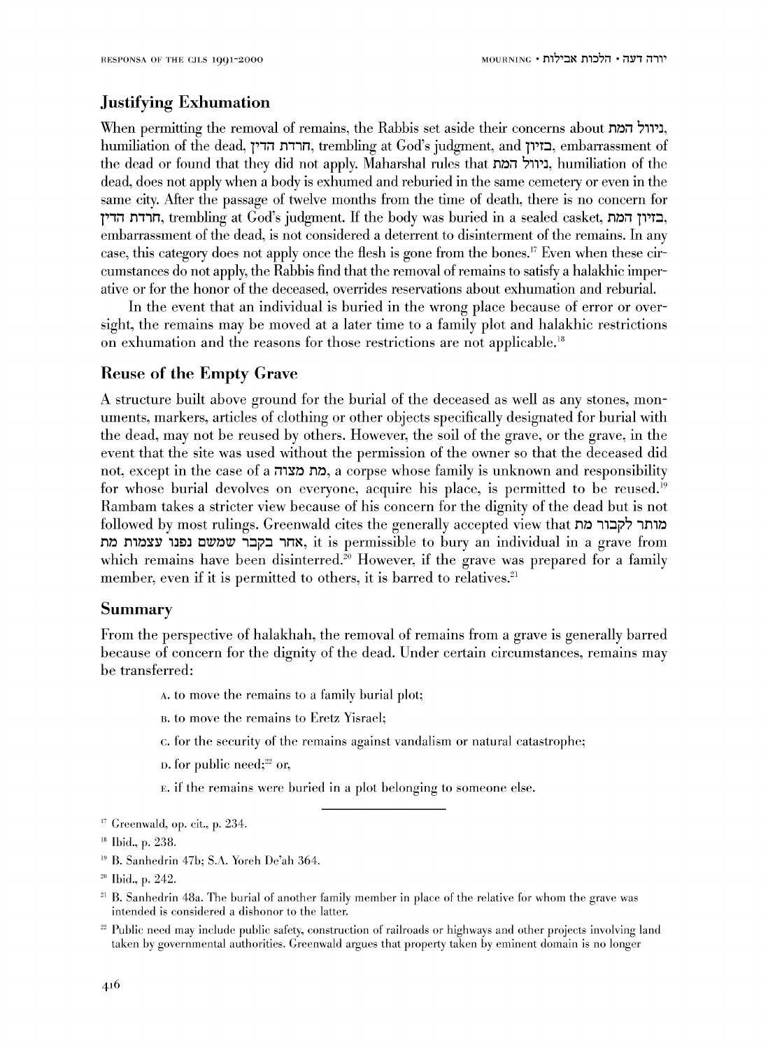## Justifying Exhumation

When permitting the removal of remains, the Rabbis set aside their concerns about ניוול המת, humiliation of the dead, חרדת הדין, trembling at God's judgment, and בזיון, embarrassment of the dead or found that they did not apply. Maharshal rules that ניוול המת, humiliation of the dead, does not apply when a body is exhumed and reburied in the same cemetery or even in the same city. After the passage of twelve months from the time of death, there is no concern for חרדת הדין, trembling at God's judgment. If the body was buried in a sealed casket, בזיון המת, embarrassment of the dead, is not considered a deterrent to disinterment of the remains. In any case, this category does not apply once the flesh is gone from the bones.[17] Even when these circumstances do not apply, the Rabbis find that the removal of remains to satisfy a halakhic imperative or for the honor of the deceased, overrides reservations about exhumation and reburial.

In the event that an individual is buried in the wrong place because of error or oversight, the remains may be moved at a later time to a family plot and halakhic restrictions on exhumation and the reasons for those restrictions are not applicable.[18]

## Reuse of the Empty Grave

A structure built above ground for the burial of the deceased as well as any stones, monuments, markers, articles of clothing or other objects specifically designated for burial with the dead, may not be reused by others. However, the soil of the grave, or the grave, in the event that the site was used without the permission of the owner so that the deceased did not, except in the case of a מת מצוה, a corpse whose family is unknown and responsibility for whose burial devolves on everyone, acquire his place, is permitted to be reused.[19] Rambam takes a stricter view because of his concern for the dignity of the dead but is not followed by most rulings. Greenwald cites the generally accepted view that מותר לקבור מת אחר בקבר שמשם נפנו עצמות מת, it is permissible to bury an individual in a grave from which remains have been disinterred.[20] However, if the grave was prepared for a family member, even if it is permitted to others, it is barred to relatives.[21]

## Summary

From the perspective of halakhah, the removal of remains from a grave is generally barred because of concern for the dignity of the dead. Under certain circumstances, remains may be transferred:

A. to move the remains to a family burial plot;

B. to move the remains to Eretz Yisrael;

C. for the security of the remains against vandalism or natural catastrophe;

D. for public need;[22] or,

E. if the remains were buried in a plot belonging to someone else.

---

[17] Greenwald, op. cit., p. 234.

[18] Ibid., p. 238.

[19] B. Sanhedrin 47b; S.A. Yoreh De'ah 364.

[20] Ibid., p. 242.

[21] B. Sanhedrin 48a. The burial of another family member in place of the relative for whom the grave was intended is considered a dishonor to the latter.

[22] Public need may include public safety, construction of railroads or highways and other projects involving land taken by governmental authorities. Greenwald argues that property taken by eminent domain is no longer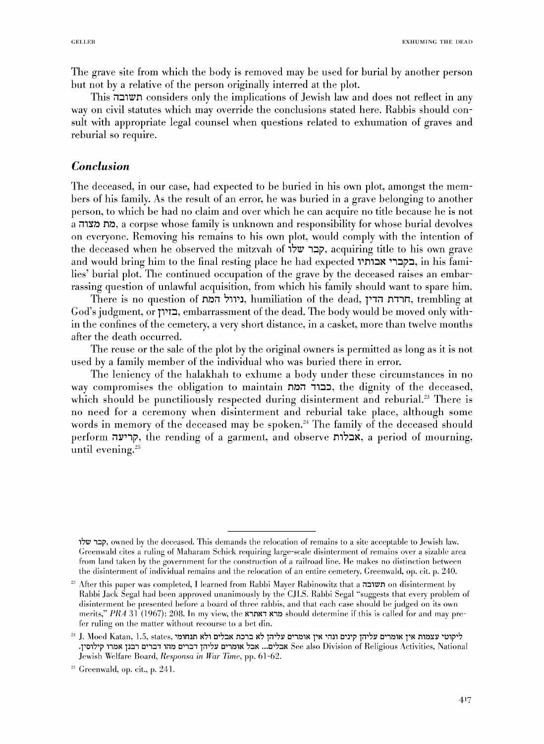The grave site from which the body is removed may be used for burial by another person but not by a relative of the person originally interred at the plot.

This תשובה considers only the implications of Jewish law and does not reflect in any way on civil statutes which may override the conclusions stated here. Rabbis should consult with appropriate legal counsel when questions related to exhumation of graves and reburial so require.

## *Conclusion*

The deceased, in our case, had expected to be buried in his own plot, amongst the members of his family. As the result of an error, he was buried in a grave belonging to another person, to which he had no claim and over which he can acquire no title because he is not a מת מצוה, a corpse whose family is unknown and responsibility for whose burial devolves on everyone. Removing his remains to his own plot, would comply with the intention of the deceased when he observed the mitzvah of קבר שלו, acquiring title to his own grave and would bring him to the final resting place he had expected בקברי אבותיו, in his families' burial plot. The continued occupation of the grave by the deceased raises an embarrassing question of unlawful acquisition, from which his family should want to spare him.

There is no question of ניוול המת, humiliation of the dead, חרדת הדין, trembling at God's judgment, or בזיון, embarrassment of the dead. The body would be moved only within the confines of the cemetery, a very short distance, in a casket, more than twelve months after the death occurred.

The reuse or the sale of the plot by the original owners is permitted as long as it is not used by a family member of the individual who was buried there in error.

The leniency of the halakhah to exhume a body under these circumstances in no way compromises the obligation to maintain כבוד המת, the dignity of the deceased, which should be punctiliously respected during disinterment and reburial.[23] There is no need for a ceremony when disinterment and reburial take place, although some words in memory of the deceased may be spoken.[24] The family of the deceased should perform קריעה, the rending of a garment, and observe אבלות, a period of mourning, until evening.[25]

---

קבר שלו, owned by the deceased. This demands the relocation of remains to a site acceptable to Jewish law. Greenwald cites a ruling of Maharam Schick requiring large-scale disinterment of remains over a sizable area from land taken by the government for the construction of a railroad line. He makes no distinction between the disinterment of individual remains and the relocation of an entire cemetery. Greenwald, op. cit. p. 240.

[23] After this paper was completed, I learned from Rabbi Mayer Rabinowitz that a תשובה on disinterment by Rabbi Jack Segal had been approved unanimously by the CJLS. Rabbi Segal "suggests that every problem of disinterment be presented before a board of three rabbis, and that each case should be judged on its own merits," *PRA* 31 (1967): 208. In my view, the מרא דאתרא should determine if this is called for and may prefer ruling on the matter without recourse to a bet din.

[24] J. Moed Katan, 1.5, states, ליקוטי עצמות אין אומרים עליהן קינים ונהי אין אומרים עליהן לא ברכת אבלים ולא תנחומי אבלים... אבל אומרים עליהן דברים מהו דברים רבנן אמרו קילוסין. See also Division of Religious Activities, National Jewish Welfare Board, *Responsa in War Time*, pp. 61-62.

[25] Greenwald, op. cit., p. 241.